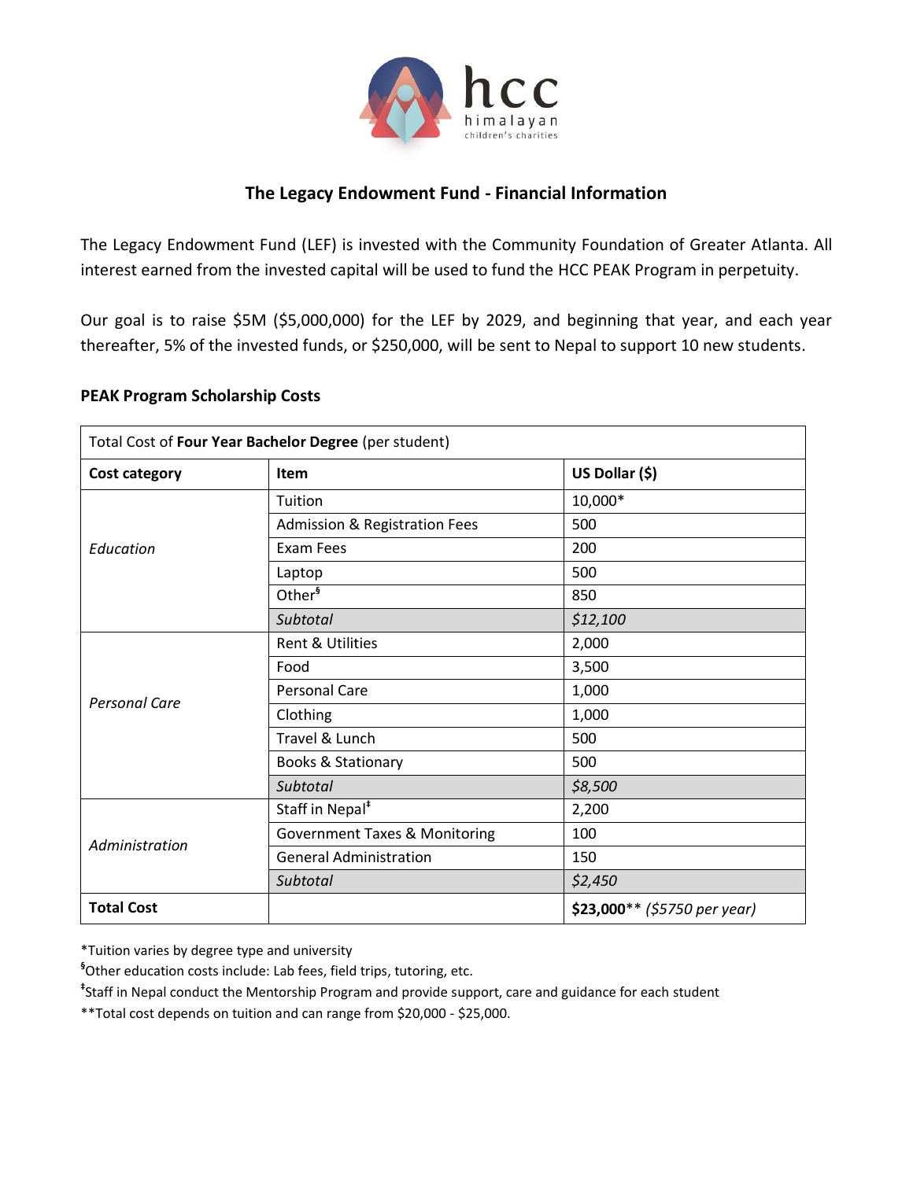hcc himalayan children's charities

## The Legacy Endowment Fund - Financial Information

The Legacy Endowment Fund (LEF) is invested with the Community Foundation of Greater Atlanta. All interest earned from the invested capital will be used to fund the HCC PEAK Program in perpetuity.

Our goal is to raise $5M ($5,000,000) for the LEF by 2029, and beginning that year, and each year thereafter, 5% of the invested funds, or $250,000, will be sent to Nepal to support 10 new students.

### PEAK Program Scholarship Costs

| Total Cost of **Four Year Bachelor Degree** (per student) | | |
|---|---|---|
| **Cost category** | **Item** | **US Dollar ($)** |
| *Education* | Tuition | 10,000* |
| | Admission & Registration Fees | 500 |
| | Exam Fees | 200 |
| | Laptop | 500 |
| | Other[§] | 850 |
| | *Subtotal* | *$12,100* |
| *Personal Care* | Rent & Utilities | 2,000 |
| | Food | 3,500 |
| | Personal Care | 1,000 |
| | Clothing | 1,000 |
| | Travel & Lunch | 500 |
| | Books & Stationary | 500 |
| | *Subtotal* | *$8,500* |
| *Administration* | Staff in Nepal[‡] | 2,200 |
| | Government Taxes & Monitoring | 100 |
| | General Administration | 150 |
| | *Subtotal* | *$2,450* |
| **Total Cost** | | **$23,000**** *($5750 per year)* |

*Tuition varies by degree type and university

[§]Other education costs include: Lab fees, field trips, tutoring, etc.

[‡]Staff in Nepal conduct the Mentorship Program and provide support, care and guidance for each student

**Total cost depends on tuition and can range from $20,000 - $25,000.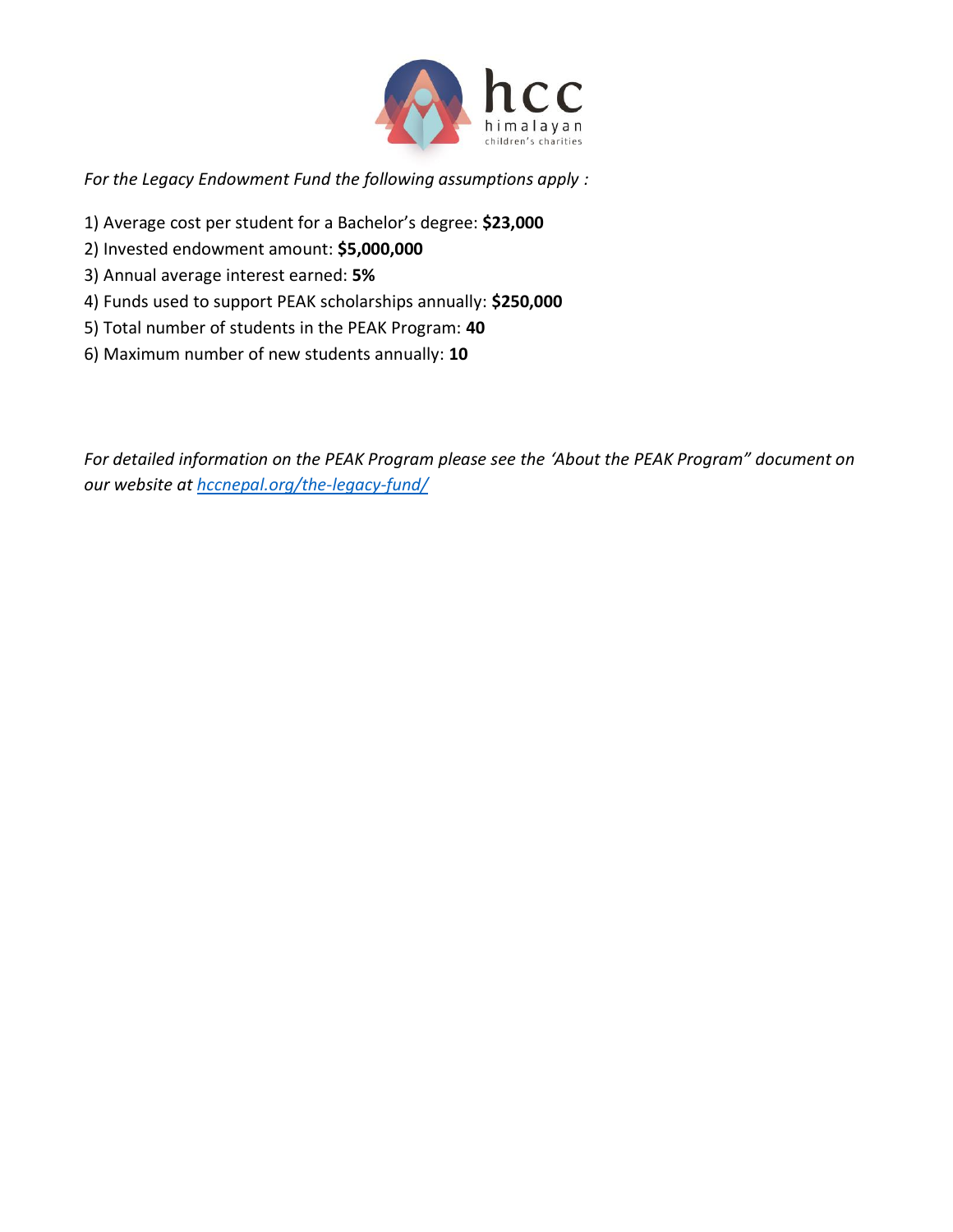*For the Legacy Endowment Fund the following assumptions apply :*

1) Average cost per student for a Bachelor's degree: **$23,000**
2) Invested endowment amount: **$5,000,000**
3) Annual average interest earned: **5%**
4) Funds used to support PEAK scholarships annually: **$250,000**
5) Total number of students in the PEAK Program: **40**
6) Maximum number of new students annually: **10**

*For detailed information on the PEAK Program please see the 'About the PEAK Program" document on our website at [hccnepal.org/the-legacy-fund/](hccnepal.org/the-legacy-fund/)*